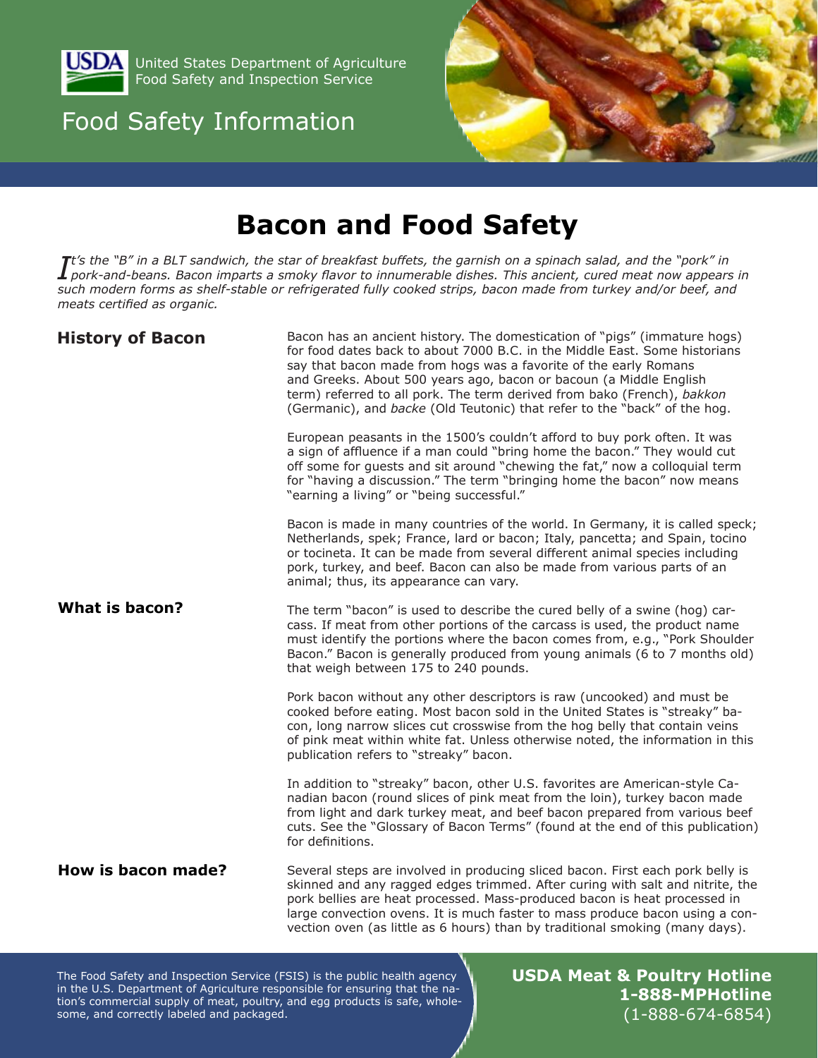United States Department of Agriculture
Food Safety and Inspection Service

Food Safety Information

# Bacon and Food Safety

*It's the "B" in a BLT sandwich, the star of breakfast buffets, the garnish on a spinach salad, and the "pork" in pork-and-beans. Bacon imparts a smoky flavor to innumerable dishes. This ancient, cured meat now appears in such modern forms as shelf-stable or refrigerated fully cooked strips, bacon made from turkey and/or beef, and meats certified as organic.*

## History of Bacon

Bacon has an ancient history. The domestication of "pigs" (immature hogs) for food dates back to about 7000 B.C. in the Middle East. Some historians say that bacon made from hogs was a favorite of the early Romans and Greeks. About 500 years ago, bacon or bacoun (a Middle English term) referred to all pork. The term derived from bako (French), *bakkon* (Germanic), and *backe* (Old Teutonic) that refer to the "back" of the hog.

European peasants in the 1500's couldn't afford to buy pork often. It was a sign of affluence if a man could "bring home the bacon." They would cut off some for guests and sit around "chewing the fat," now a colloquial term for "having a discussion." The term "bringing home the bacon" now means "earning a living" or "being successful."

Bacon is made in many countries of the world. In Germany, it is called speck; Netherlands, spek; France, lard or bacon; Italy, pancetta; and Spain, tocino or tocineta. It can be made from several different animal species including pork, turkey, and beef. Bacon can also be made from various parts of an animal; thus, its appearance can vary.

## What is bacon?

The term "bacon" is used to describe the cured belly of a swine (hog) carcass. If meat from other portions of the carcass is used, the product name must identify the portions where the bacon comes from, e.g., "Pork Shoulder Bacon." Bacon is generally produced from young animals (6 to 7 months old) that weigh between 175 to 240 pounds.

Pork bacon without any other descriptors is raw (uncooked) and must be cooked before eating. Most bacon sold in the United States is "streaky" bacon, long narrow slices cut crosswise from the hog belly that contain veins of pink meat within white fat. Unless otherwise noted, the information in this publication refers to "streaky" bacon.

In addition to "streaky" bacon, other U.S. favorites are American-style Canadian bacon (round slices of pink meat from the loin), turkey bacon made from light and dark turkey meat, and beef bacon prepared from various beef cuts. See the "Glossary of Bacon Terms" (found at the end of this publication) for definitions.

## How is bacon made?

Several steps are involved in producing sliced bacon. First each pork belly is skinned and any ragged edges trimmed. After curing with salt and nitrite, the pork bellies are heat processed. Mass-produced bacon is heat processed in large convection ovens. It is much faster to mass produce bacon using a convection oven (as little as 6 hours) than by traditional smoking (many days).

The Food Safety and Inspection Service (FSIS) is the public health agency in the U.S. Department of Agriculture responsible for ensuring that the nation's commercial supply of meat, poultry, and egg products is safe, wholesome, and correctly labeled and packaged.

**USDA Meat & Poultry Hotline**
**1-888-MPHotline**
(1-888-674-6854)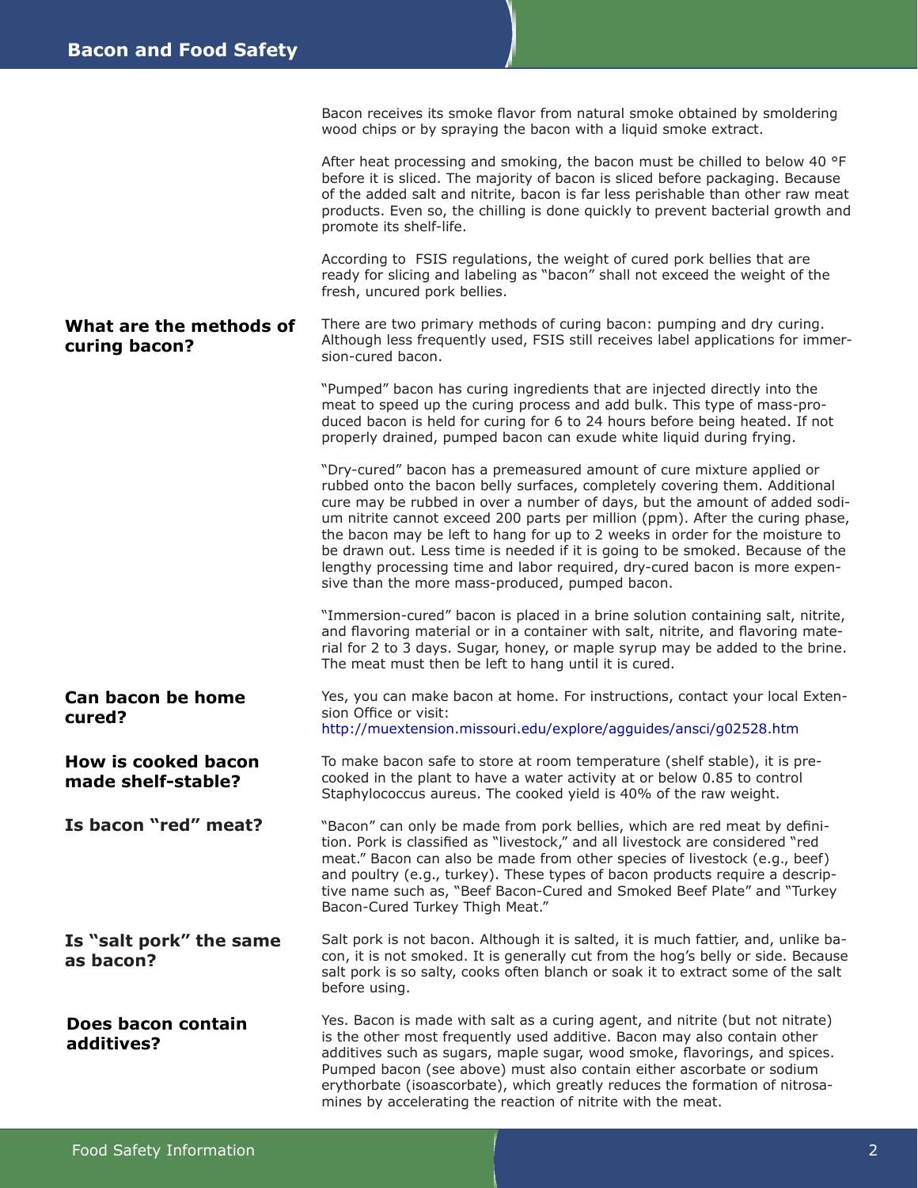Bacon receives its smoke flavor from natural smoke obtained by smoldering wood chips or by spraying the bacon with a liquid smoke extract.

After heat processing and smoking, the bacon must be chilled to below 40 °F before it is sliced. The majority of bacon is sliced before packaging. Because of the added salt and nitrite, bacon is far less perishable than other raw meat products. Even so, the chilling is done quickly to prevent bacterial growth and promote its shelf-life.

According to FSIS regulations, the weight of cured pork bellies that are ready for slicing and labeling as "bacon" shall not exceed the weight of the fresh, uncured pork bellies.

## What are the methods of curing bacon?

There are two primary methods of curing bacon: pumping and dry curing. Although less frequently used, FSIS still receives label applications for immersion-cured bacon.

"Pumped" bacon has curing ingredients that are injected directly into the meat to speed up the curing process and add bulk. This type of mass-produced bacon is held for curing for 6 to 24 hours before being heated. If not properly drained, pumped bacon can exude white liquid during frying.

"Dry-cured" bacon has a premeasured amount of cure mixture applied or rubbed onto the bacon belly surfaces, completely covering them. Additional cure may be rubbed in over a number of days, but the amount of added sodium nitrite cannot exceed 200 parts per million (ppm). After the curing phase, the bacon may be left to hang for up to 2 weeks in order for the moisture to be drawn out. Less time is needed if it is going to be smoked. Because of the lengthy processing time and labor required, dry-cured bacon is more expensive than the more mass-produced, pumped bacon.

"Immersion-cured" bacon is placed in a brine solution containing salt, nitrite, and flavoring material or in a container with salt, nitrite, and flavoring material for 2 to 3 days. Sugar, honey, or maple syrup may be added to the brine. The meat must then be left to hang until it is cured.

## Can bacon be home cured?

Yes, you can make bacon at home. For instructions, contact your local Extension Office or visit:
http://muextension.missouri.edu/explore/agguides/ansci/g02528.htm

## How is cooked bacon made shelf-stable?

To make bacon safe to store at room temperature (shelf stable), it is precooked in the plant to have a water activity at or below 0.85 to control Staphylococcus aureus. The cooked yield is 40% of the raw weight.

## Is bacon "red" meat?

"Bacon" can only be made from pork bellies, which are red meat by definition. Pork is classified as "livestock," and all livestock are considered "red meat." Bacon can also be made from other species of livestock (e.g., beef) and poultry (e.g., turkey). These types of bacon products require a descriptive name such as, "Beef Bacon-Cured and Smoked Beef Plate" and "Turkey Bacon-Cured Turkey Thigh Meat."

## Is "salt pork" the same as bacon?

Salt pork is not bacon. Although it is salted, it is much fattier, and, unlike bacon, it is not smoked. It is generally cut from the hog's belly or side. Because salt pork is so salty, cooks often blanch or soak it to extract some of the salt before using.

## Does bacon contain additives?

Yes. Bacon is made with salt as a curing agent, and nitrite (but not nitrate) is the other most frequently used additive. Bacon may also contain other additives such as sugars, maple sugar, wood smoke, flavorings, and spices. Pumped bacon (see above) must also contain either ascorbate or sodium erythorbate (isoascorbate), which greatly reduces the formation of nitrosamines by accelerating the reaction of nitrite with the meat.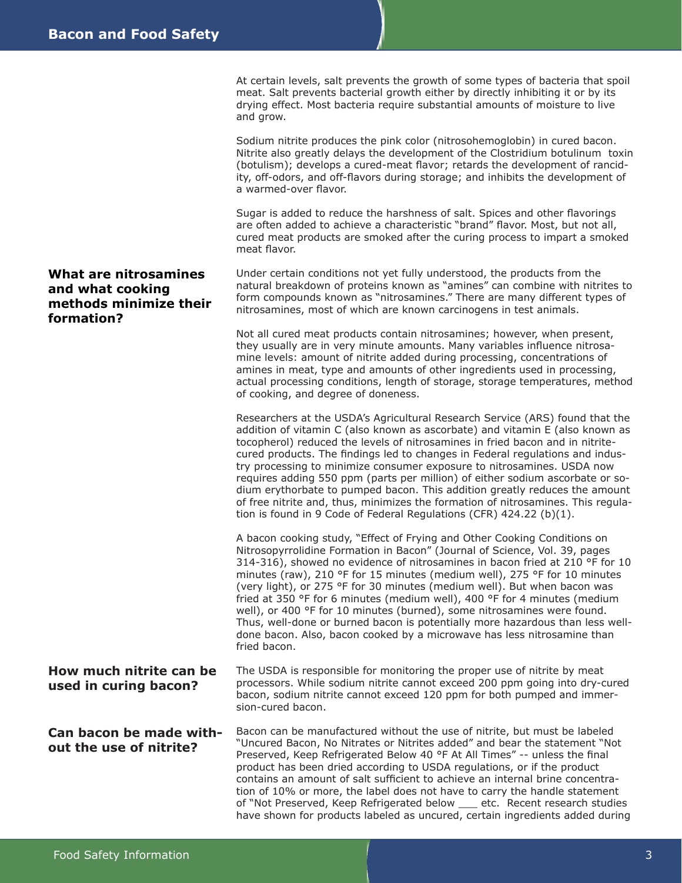At certain levels, salt prevents the growth of some types of bacteria that spoil meat. Salt prevents bacterial growth either by directly inhibiting it or by its drying effect. Most bacteria require substantial amounts of moisture to live and grow.

Sodium nitrite produces the pink color (nitrosohemoglobin) in cured bacon. Nitrite also greatly delays the development of the Clostridium botulinum toxin (botulism); develops a cured-meat flavor; retards the development of rancidity, off-odors, and off-flavors during storage; and inhibits the development of a warmed-over flavor.

Sugar is added to reduce the harshness of salt. Spices and other flavorings are often added to achieve a characteristic "brand" flavor. Most, but not all, cured meat products are smoked after the curing process to impart a smoked meat flavor.

### What are nitrosamines and what cooking methods minimize their formation?

Under certain conditions not yet fully understood, the products from the natural breakdown of proteins known as "amines" can combine with nitrites to form compounds known as "nitrosamines." There are many different types of nitrosamines, most of which are known carcinogens in test animals.

Not all cured meat products contain nitrosamines; however, when present, they usually are in very minute amounts. Many variables influence nitrosamine levels: amount of nitrite added during processing, concentrations of amines in meat, type and amounts of other ingredients used in processing, actual processing conditions, length of storage, storage temperatures, method of cooking, and degree of doneness.

Researchers at the USDA's Agricultural Research Service (ARS) found that the addition of vitamin C (also known as ascorbate) and vitamin E (also known as tocopherol) reduced the levels of nitrosamines in fried bacon and in nitrite-cured products. The findings led to changes in Federal regulations and industry processing to minimize consumer exposure to nitrosamines. USDA now requires adding 550 ppm (parts per million) of either sodium ascorbate or sodium erythorbate to pumped bacon. This addition greatly reduces the amount of free nitrite and, thus, minimizes the formation of nitrosamines. This regulation is found in 9 Code of Federal Regulations (CFR) 424.22 (b)(1).

A bacon cooking study, "Effect of Frying and Other Cooking Conditions on Nitrosopyrrolidine Formation in Bacon" (Journal of Science, Vol. 39, pages 314-316), showed no evidence of nitrosamines in bacon fried at 210 °F for 10 minutes (raw), 210 °F for 15 minutes (medium well), 275 °F for 10 minutes (very light), or 275 °F for 30 minutes (medium well). But when bacon was fried at 350 °F for 6 minutes (medium well), 400 °F for 4 minutes (medium well), or 400 °F for 10 minutes (burned), some nitrosamines were found. Thus, well-done or burned bacon is potentially more hazardous than less well-done bacon. Also, bacon cooked by a microwave has less nitrosamine than fried bacon.

### How much nitrite can be used in curing bacon?

The USDA is responsible for monitoring the proper use of nitrite by meat processors. While sodium nitrite cannot exceed 200 ppm going into dry-cured bacon, sodium nitrite cannot exceed 120 ppm for both pumped and immersion-cured bacon.

### Can bacon be made without the use of nitrite?

Bacon can be manufactured without the use of nitrite, but must be labeled "Uncured Bacon, No Nitrates or Nitrites added" and bear the statement "Not Preserved, Keep Refrigerated Below 40 °F At All Times" -- unless the final product has been dried according to USDA regulations, or if the product contains an amount of salt sufficient to achieve an internal brine concentration of 10% or more, the label does not have to carry the handle statement of "Not Preserved, Keep Refrigerated below ___ etc. Recent research studies have shown for products labeled as uncured, certain ingredients added during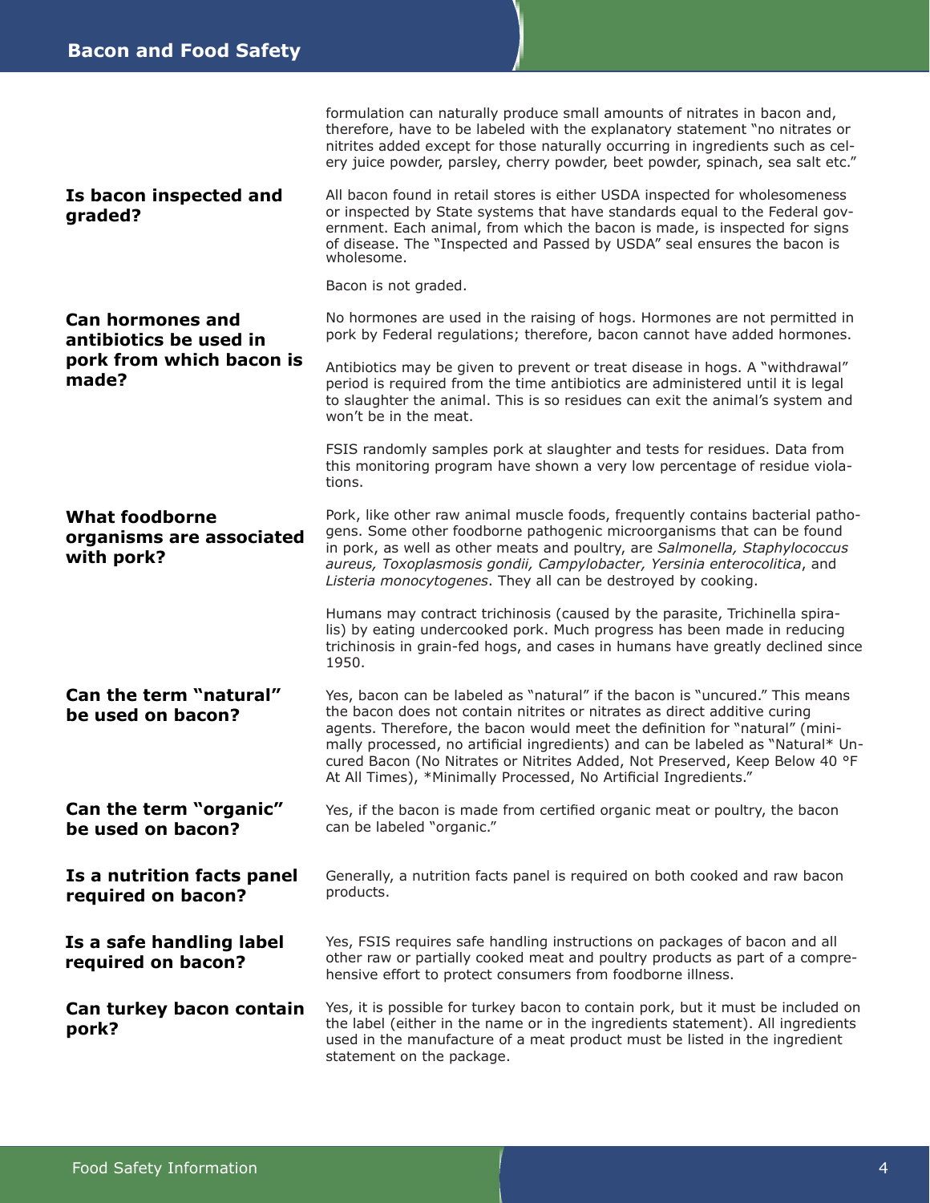formulation can naturally produce small amounts of nitrates in bacon and, therefore, have to be labeled with the explanatory statement "no nitrates or nitrites added except for those naturally occurring in ingredients such as celery juice powder, parsley, cherry powder, beet powder, spinach, sea salt etc."

### Is bacon inspected and graded?

All bacon found in retail stores is either USDA inspected for wholesomeness or inspected by State systems that have standards equal to the Federal government. Each animal, from which the bacon is made, is inspected for signs of disease. The "Inspected and Passed by USDA" seal ensures the bacon is wholesome.

Bacon is not graded.

### Can hormones and antibiotics be used in pork from which bacon is made?

No hormones are used in the raising of hogs. Hormones are not permitted in pork by Federal regulations; therefore, bacon cannot have added hormones.

Antibiotics may be given to prevent or treat disease in hogs. A "withdrawal" period is required from the time antibiotics are administered until it is legal to slaughter the animal. This is so residues can exit the animal's system and won't be in the meat.

FSIS randomly samples pork at slaughter and tests for residues. Data from this monitoring program have shown a very low percentage of residue violations.

### What foodborne organisms are associated with pork?

Pork, like other raw animal muscle foods, frequently contains bacterial pathogens. Some other foodborne pathogenic microorganisms that can be found in pork, as well as other meats and poultry, are *Salmonella, Staphylococcus aureus, Toxoplasmosis gondii, Campylobacter, Yersinia enterocolitica*, and *Listeria monocytogenes*. They all can be destroyed by cooking.

Humans may contract trichinosis (caused by the parasite, Trichinella spiralis) by eating undercooked pork. Much progress has been made in reducing trichinosis in grain-fed hogs, and cases in humans have greatly declined since 1950.

### Can the term "natural" be used on bacon?

Yes, bacon can be labeled as "natural" if the bacon is "uncured." This means the bacon does not contain nitrites or nitrates as direct additive curing agents. Therefore, the bacon would meet the definition for "natural" (minimally processed, no artificial ingredients) and can be labeled as "Natural* Uncured Bacon (No Nitrates or Nitrites Added, Not Preserved, Keep Below 40 °F At All Times), *Minimally Processed, No Artificial Ingredients."

### Can the term "organic" be used on bacon?

Yes, if the bacon is made from certified organic meat or poultry, the bacon can be labeled "organic."

### Is a nutrition facts panel required on bacon?

Generally, a nutrition facts panel is required on both cooked and raw bacon products.

### Is a safe handling label required on bacon?

Yes, FSIS requires safe handling instructions on packages of bacon and all other raw or partially cooked meat and poultry products as part of a comprehensive effort to protect consumers from foodborne illness.

### Can turkey bacon contain pork?

Yes, it is possible for turkey bacon to contain pork, but it must be included on the label (either in the name or in the ingredients statement). All ingredients used in the manufacture of a meat product must be listed in the ingredient statement on the package.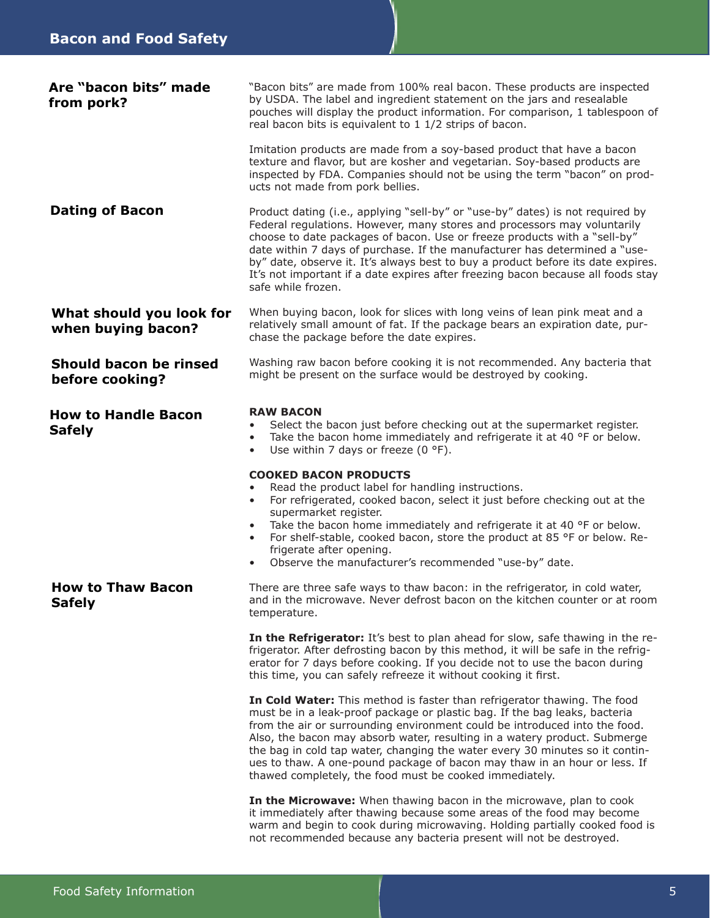## Are "bacon bits" made from pork?

"Bacon bits" are made from 100% real bacon. These products are inspected by USDA. The label and ingredient statement on the jars and resealable pouches will display the product information. For comparison, 1 tablespoon of real bacon bits is equivalent to 1 1/2 strips of bacon.

Imitation products are made from a soy-based product that have a bacon texture and flavor, but are kosher and vegetarian. Soy-based products are inspected by FDA. Companies should not be using the term "bacon" on products not made from pork bellies.

## Dating of Bacon

Product dating (i.e., applying "sell-by" or "use-by" dates) is not required by Federal regulations. However, many stores and processors may voluntarily choose to date packages of bacon. Use or freeze products with a "sell-by" date within 7 days of purchase. If the manufacturer has determined a "use-by" date, observe it. It's always best to buy a product before its date expires. It's not important if a date expires after freezing bacon because all foods stay safe while frozen.

## What should you look for when buying bacon?

When buying bacon, look for slices with long veins of lean pink meat and a relatively small amount of fat. If the package bears an expiration date, purchase the package before the date expires.

## Should bacon be rinsed before cooking?

Washing raw bacon before cooking it is not recommended. Any bacteria that might be present on the surface would be destroyed by cooking.

## How to Handle Bacon Safely

**RAW BACON**

- Select the bacon just before checking out at the supermarket register.
- Take the bacon home immediately and refrigerate it at 40 °F or below.
- Use within 7 days or freeze (0 °F).

**COOKED BACON PRODUCTS**

- Read the product label for handling instructions.
- For refrigerated, cooked bacon, select it just before checking out at the supermarket register.
- Take the bacon home immediately and refrigerate it at 40 °F or below.
- For shelf-stable, cooked bacon, store the product at 85 °F or below. Refrigerate after opening.
- Observe the manufacturer's recommended "use-by" date.

## How to Thaw Bacon Safely

There are three safe ways to thaw bacon: in the refrigerator, in cold water, and in the microwave. Never defrost bacon on the kitchen counter or at room temperature.

**In the Refrigerator:** It's best to plan ahead for slow, safe thawing in the refrigerator. After defrosting bacon by this method, it will be safe in the refrigerator for 7 days before cooking. If you decide not to use the bacon during this time, you can safely refreeze it without cooking it first.

**In Cold Water:** This method is faster than refrigerator thawing. The food must be in a leak-proof package or plastic bag. If the bag leaks, bacteria from the air or surrounding environment could be introduced into the food. Also, the bacon may absorb water, resulting in a watery product. Submerge the bag in cold tap water, changing the water every 30 minutes so it continues to thaw. A one-pound package of bacon may thaw in an hour or less. If thawed completely, the food must be cooked immediately.

**In the Microwave:** When thawing bacon in the microwave, plan to cook it immediately after thawing because some areas of the food may become warm and begin to cook during microwaving. Holding partially cooked food is not recommended because any bacteria present will not be destroyed.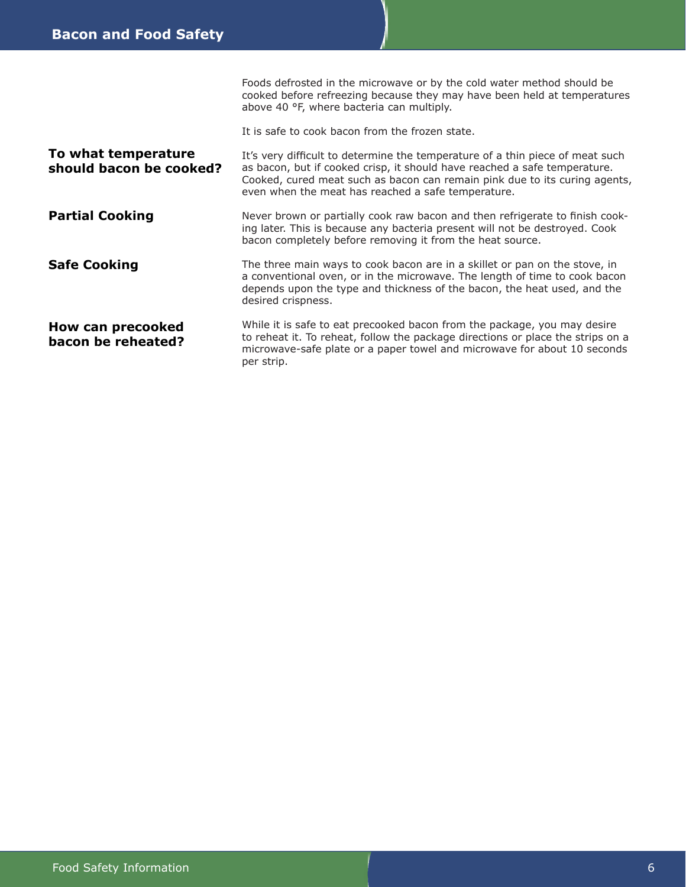Foods defrosted in the microwave or by the cold water method should be cooked before refreezing because they may have been held at temperatures above 40 °F, where bacteria can multiply.

It is safe to cook bacon from the frozen state.

## To what temperature should bacon be cooked?

It's very difficult to determine the temperature of a thin piece of meat such as bacon, but if cooked crisp, it should have reached a safe temperature. Cooked, cured meat such as bacon can remain pink due to its curing agents, even when the meat has reached a safe temperature.

## Partial Cooking

Never brown or partially cook raw bacon and then refrigerate to finish cooking later. This is because any bacteria present will not be destroyed. Cook bacon completely before removing it from the heat source.

## Safe Cooking

The three main ways to cook bacon are in a skillet or pan on the stove, in a conventional oven, or in the microwave. The length of time to cook bacon depends upon the type and thickness of the bacon, the heat used, and the desired crispness.

## How can precooked bacon be reheated?

While it is safe to eat precooked bacon from the package, you may desire to reheat it. To reheat, follow the package directions or place the strips on a microwave-safe plate or a paper towel and microwave for about 10 seconds per strip.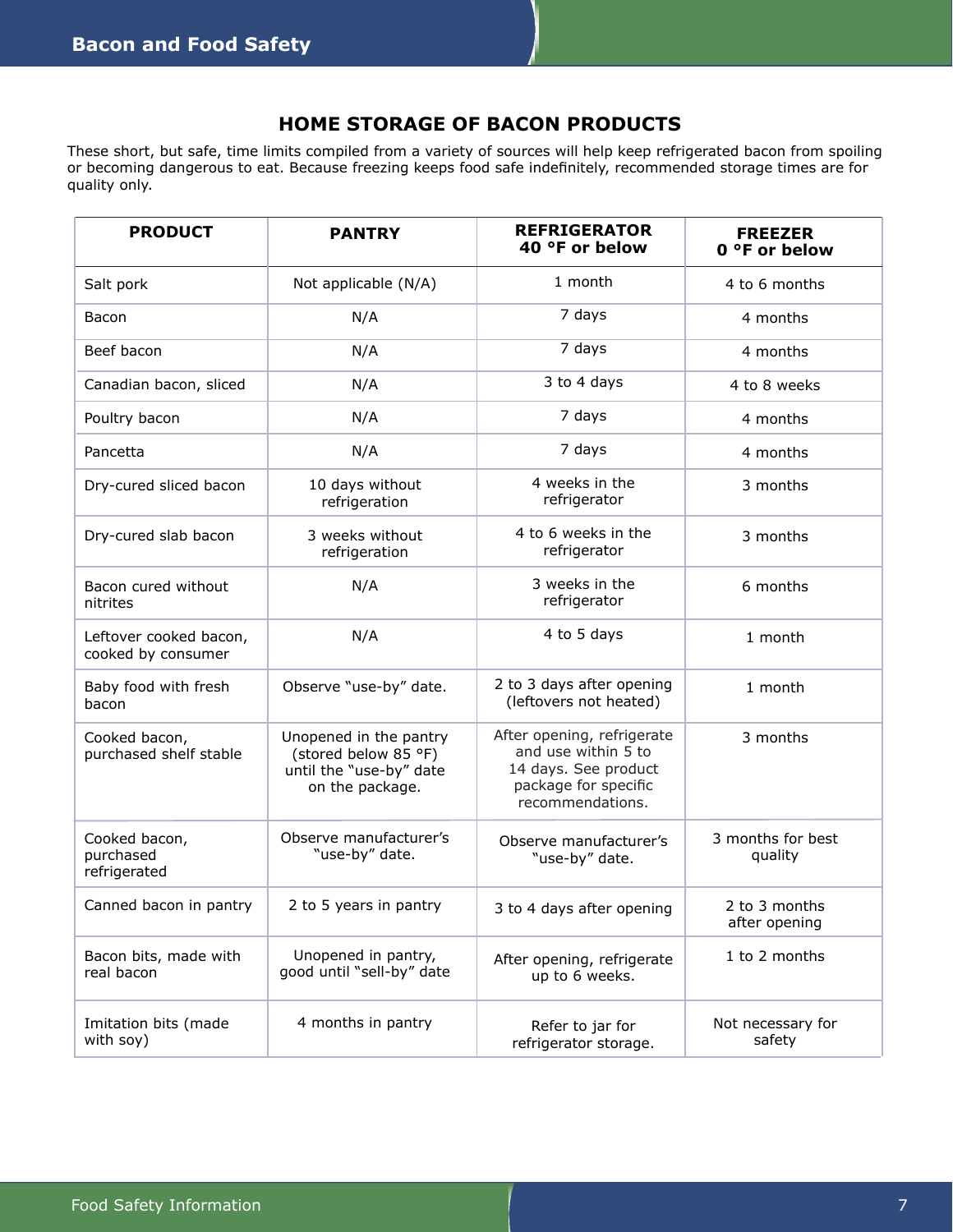## HOME STORAGE OF BACON PRODUCTS

These short, but safe, time limits compiled from a variety of sources will help keep refrigerated bacon from spoiling or becoming dangerous to eat. Because freezing keeps food safe indefinitely, recommended storage times are for quality only.

| PRODUCT | PANTRY | REFRIGERATOR 40 °F or below | FREEZER 0 °F or below |
|---|---|---|---|
| Salt pork | Not applicable (N/A) | 1 month | 4 to 6 months |
| Bacon | N/A | 7 days | 4 months |
| Beef bacon | N/A | 7 days | 4 months |
| Canadian bacon, sliced | N/A | 3 to 4 days | 4 to 8 weeks |
| Poultry bacon | N/A | 7 days | 4 months |
| Pancetta | N/A | 7 days | 4 months |
| Dry-cured sliced bacon | 10 days without refrigeration | 4 weeks in the refrigerator | 3 months |
| Dry-cured slab bacon | 3 weeks without refrigeration | 4 to 6 weeks in the refrigerator | 3 months |
| Bacon cured without nitrites | N/A | 3 weeks in the refrigerator | 6 months |
| Leftover cooked bacon, cooked by consumer | N/A | 4 to 5 days | 1 month |
| Baby food with fresh bacon | Observe "use-by" date. | 2 to 3 days after opening (leftovers not heated) | 1 month |
| Cooked bacon, purchased shelf stable | Unopened in the pantry (stored below 85 °F) until the "use-by" date on the package. | After opening, refrigerate and use within 5 to 14 days. See product package for specific recommendations. | 3 months |
| Cooked bacon, purchased refrigerated | Observe manufacturer's "use-by" date. | Observe manufacturer's "use-by" date. | 3 months for best quality |
| Canned bacon in pantry | 2 to 5 years in pantry | 3 to 4 days after opening | 2 to 3 months after opening |
| Bacon bits, made with real bacon | Unopened in pantry, good until "sell-by" date | After opening, refrigerate up to 6 weeks. | 1 to 2 months |
| Imitation bits (made with soy) | 4 months in pantry | Refer to jar for refrigerator storage. | Not necessary for safety |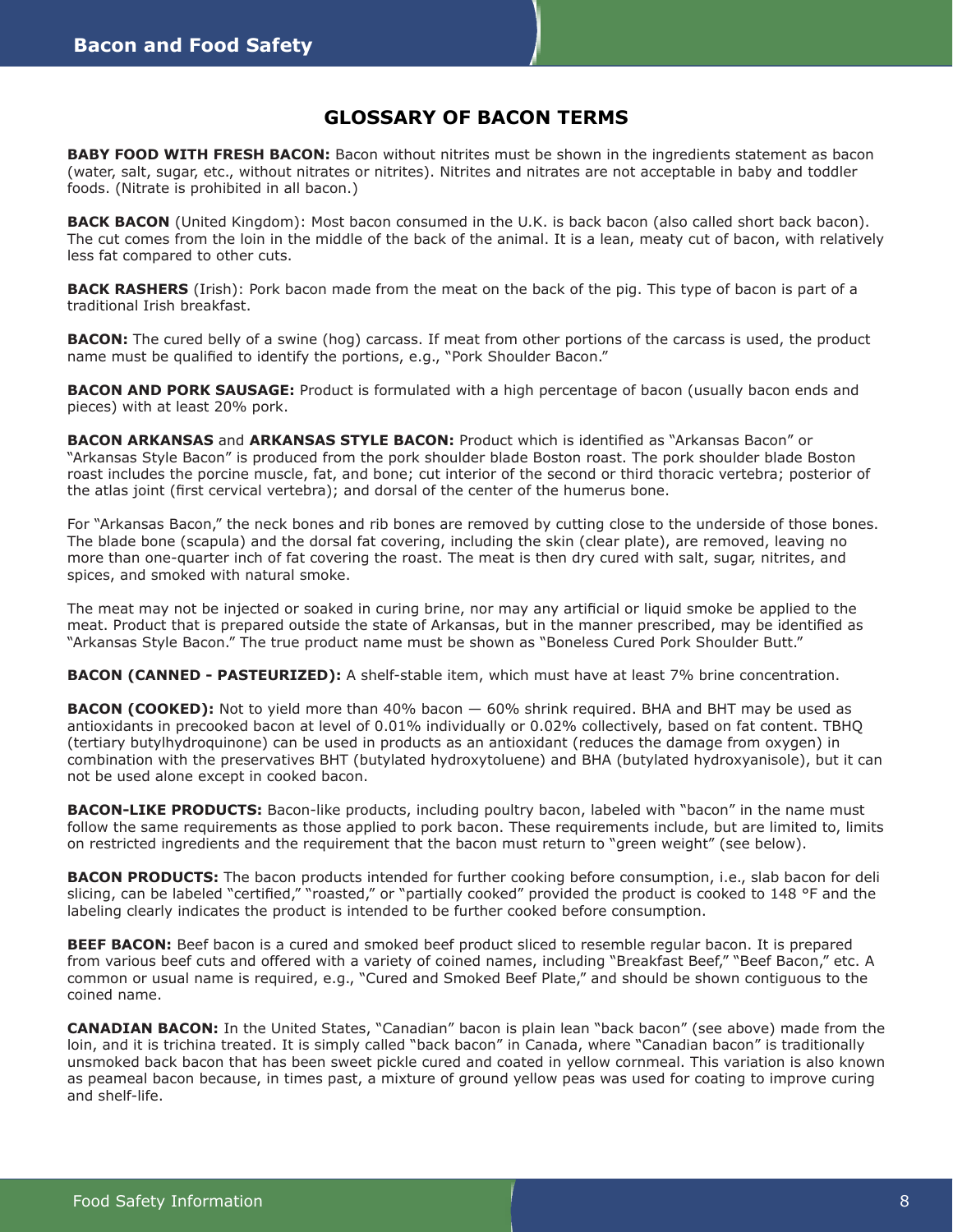## GLOSSARY OF BACON TERMS

**BABY FOOD WITH FRESH BACON:** Bacon without nitrites must be shown in the ingredients statement as bacon (water, salt, sugar, etc., without nitrates or nitrites). Nitrites and nitrates are not acceptable in baby and toddler foods. (Nitrate is prohibited in all bacon.)

**BACK BACON** (United Kingdom): Most bacon consumed in the U.K. is back bacon (also called short back bacon). The cut comes from the loin in the middle of the back of the animal. It is a lean, meaty cut of bacon, with relatively less fat compared to other cuts.

**BACK RASHERS** (Irish): Pork bacon made from the meat on the back of the pig. This type of bacon is part of a traditional Irish breakfast.

**BACON:** The cured belly of a swine (hog) carcass. If meat from other portions of the carcass is used, the product name must be qualified to identify the portions, e.g., "Pork Shoulder Bacon."

**BACON AND PORK SAUSAGE:** Product is formulated with a high percentage of bacon (usually bacon ends and pieces) with at least 20% pork.

**BACON ARKANSAS** and **ARKANSAS STYLE BACON:** Product which is identified as "Arkansas Bacon" or "Arkansas Style Bacon" is produced from the pork shoulder blade Boston roast. The pork shoulder blade Boston roast includes the porcine muscle, fat, and bone; cut interior of the second or third thoracic vertebra; posterior of the atlas joint (first cervical vertebra); and dorsal of the center of the humerus bone.

For "Arkansas Bacon," the neck bones and rib bones are removed by cutting close to the underside of those bones. The blade bone (scapula) and the dorsal fat covering, including the skin (clear plate), are removed, leaving no more than one-quarter inch of fat covering the roast. The meat is then dry cured with salt, sugar, nitrites, and spices, and smoked with natural smoke.

The meat may not be injected or soaked in curing brine, nor may any artificial or liquid smoke be applied to the meat. Product that is prepared outside the state of Arkansas, but in the manner prescribed, may be identified as "Arkansas Style Bacon." The true product name must be shown as "Boneless Cured Pork Shoulder Butt."

**BACON (CANNED - PASTEURIZED):** A shelf-stable item, which must have at least 7% brine concentration.

**BACON (COOKED):** Not to yield more than 40% bacon — 60% shrink required. BHA and BHT may be used as antioxidants in precooked bacon at level of 0.01% individually or 0.02% collectively, based on fat content. TBHQ (tertiary butylhydroquinone) can be used in products as an antioxidant (reduces the damage from oxygen) in combination with the preservatives BHT (butylated hydroxytoluene) and BHA (butylated hydroxyanisole), but it can not be used alone except in cooked bacon.

**BACON-LIKE PRODUCTS:** Bacon-like products, including poultry bacon, labeled with "bacon" in the name must follow the same requirements as those applied to pork bacon. These requirements include, but are limited to, limits on restricted ingredients and the requirement that the bacon must return to "green weight" (see below).

**BACON PRODUCTS:** The bacon products intended for further cooking before consumption, i.e., slab bacon for deli slicing, can be labeled "certified," "roasted," or "partially cooked" provided the product is cooked to 148 °F and the labeling clearly indicates the product is intended to be further cooked before consumption.

**BEEF BACON:** Beef bacon is a cured and smoked beef product sliced to resemble regular bacon. It is prepared from various beef cuts and offered with a variety of coined names, including "Breakfast Beef," "Beef Bacon," etc. A common or usual name is required, e.g., "Cured and Smoked Beef Plate," and should be shown contiguous to the coined name.

**CANADIAN BACON:** In the United States, "Canadian" bacon is plain lean "back bacon" (see above) made from the loin, and it is trichina treated. It is simply called "back bacon" in Canada, where "Canadian bacon" is traditionally unsmoked back bacon that has been sweet pickle cured and coated in yellow cornmeal. This variation is also known as peameal bacon because, in times past, a mixture of ground yellow peas was used for coating to improve curing and shelf-life.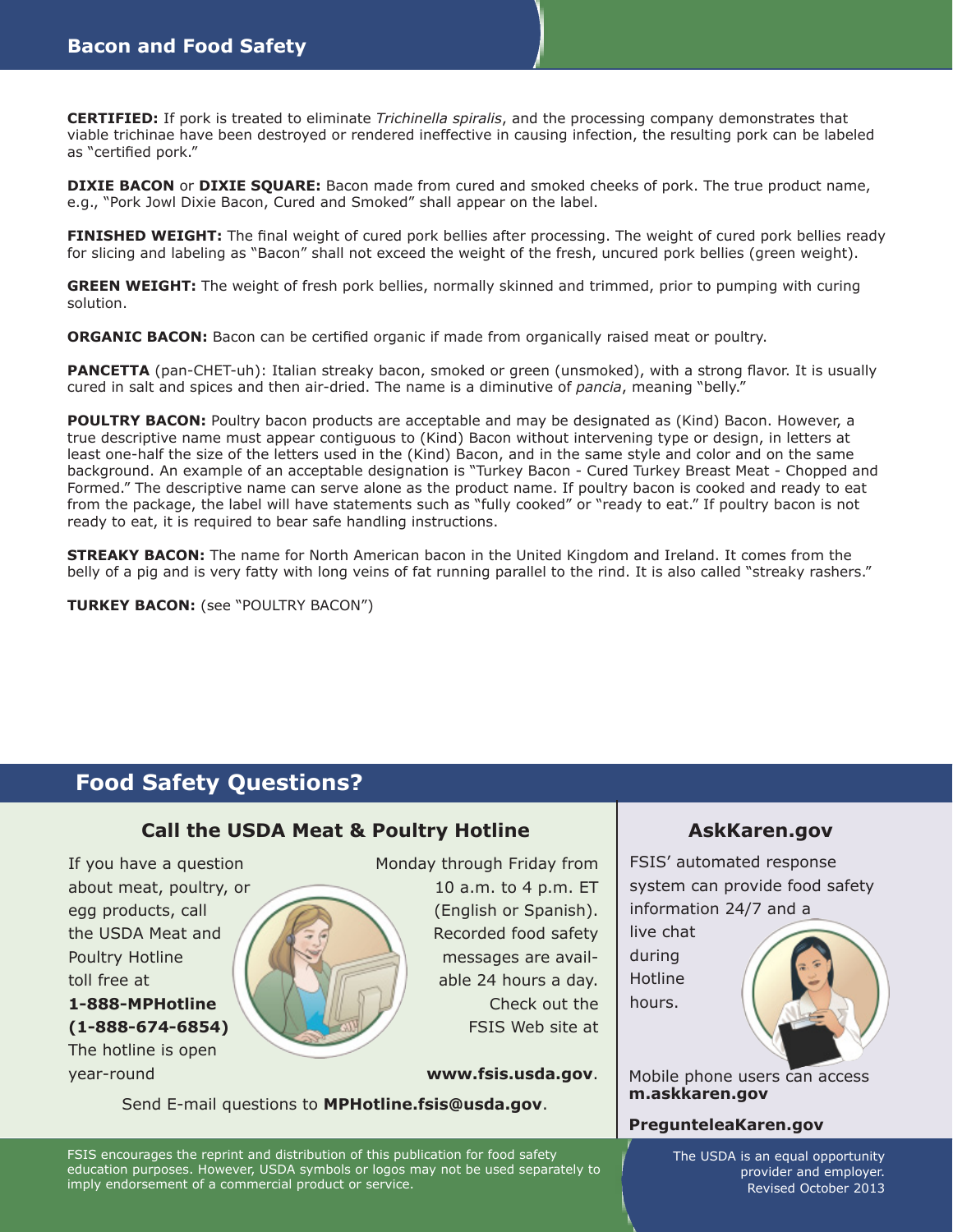**CERTIFIED:** If pork is treated to eliminate *Trichinella spiralis*, and the processing company demonstrates that viable trichinae have been destroyed or rendered ineffective in causing infection, the resulting pork can be labeled as "certified pork."

**DIXIE BACON** or **DIXIE SQUARE:** Bacon made from cured and smoked cheeks of pork. The true product name, e.g., "Pork Jowl Dixie Bacon, Cured and Smoked" shall appear on the label.

**FINISHED WEIGHT:** The final weight of cured pork bellies after processing. The weight of cured pork bellies ready for slicing and labeling as "Bacon" shall not exceed the weight of the fresh, uncured pork bellies (green weight).

**GREEN WEIGHT:** The weight of fresh pork bellies, normally skinned and trimmed, prior to pumping with curing solution.

**ORGANIC BACON:** Bacon can be certified organic if made from organically raised meat or poultry.

**PANCETTA** (pan-CHET-uh): Italian streaky bacon, smoked or green (unsmoked), with a strong flavor. It is usually cured in salt and spices and then air-dried. The name is a diminutive of *pancia*, meaning "belly."

**POULTRY BACON:** Poultry bacon products are acceptable and may be designated as (Kind) Bacon. However, a true descriptive name must appear contiguous to (Kind) Bacon without intervening type or design, in letters at least one-half the size of the letters used in the (Kind) Bacon, and in the same style and color and on the same background. An example of an acceptable designation is "Turkey Bacon - Cured Turkey Breast Meat - Chopped and Formed." The descriptive name can serve alone as the product name. If poultry bacon is cooked and ready to eat from the package, the label will have statements such as "fully cooked" or "ready to eat." If poultry bacon is not ready to eat, it is required to bear safe handling instructions.

**STREAKY BACON:** The name for North American bacon in the United Kingdom and Ireland. It comes from the belly of a pig and is very fatty with long veins of fat running parallel to the rind. It is also called "streaky rashers."

**TURKEY BACON:** (see "POULTRY BACON")

## Food Safety Questions?

### Call the USDA Meat & Poultry Hotline

If you have a question about meat, poultry, or egg products, call the USDA Meat and Poultry Hotline toll free at **1-888-MPHotline (1-888-674-6854)** The hotline is open year-round Monday through Friday from 10 a.m. to 4 p.m. ET (English or Spanish). Recorded food safety messages are available 24 hours a day. Check out the FSIS Web site at **www.fsis.usda.gov**.

Send E-mail questions to **MPHotline.fsis@usda.gov**.

### AskKaren.gov

FSIS' automated response system can provide food safety information 24/7 and a live chat during Hotline hours.

Mobile phone users can access **m.askkaren.gov**

**PregunteleaKaren.gov**

FSIS encourages the reprint and distribution of this publication for food safety education purposes. However, USDA symbols or logos may not be used separately to imply endorsement of a commercial product or service.

The USDA is an equal opportunity provider and employer.
Revised October 2013